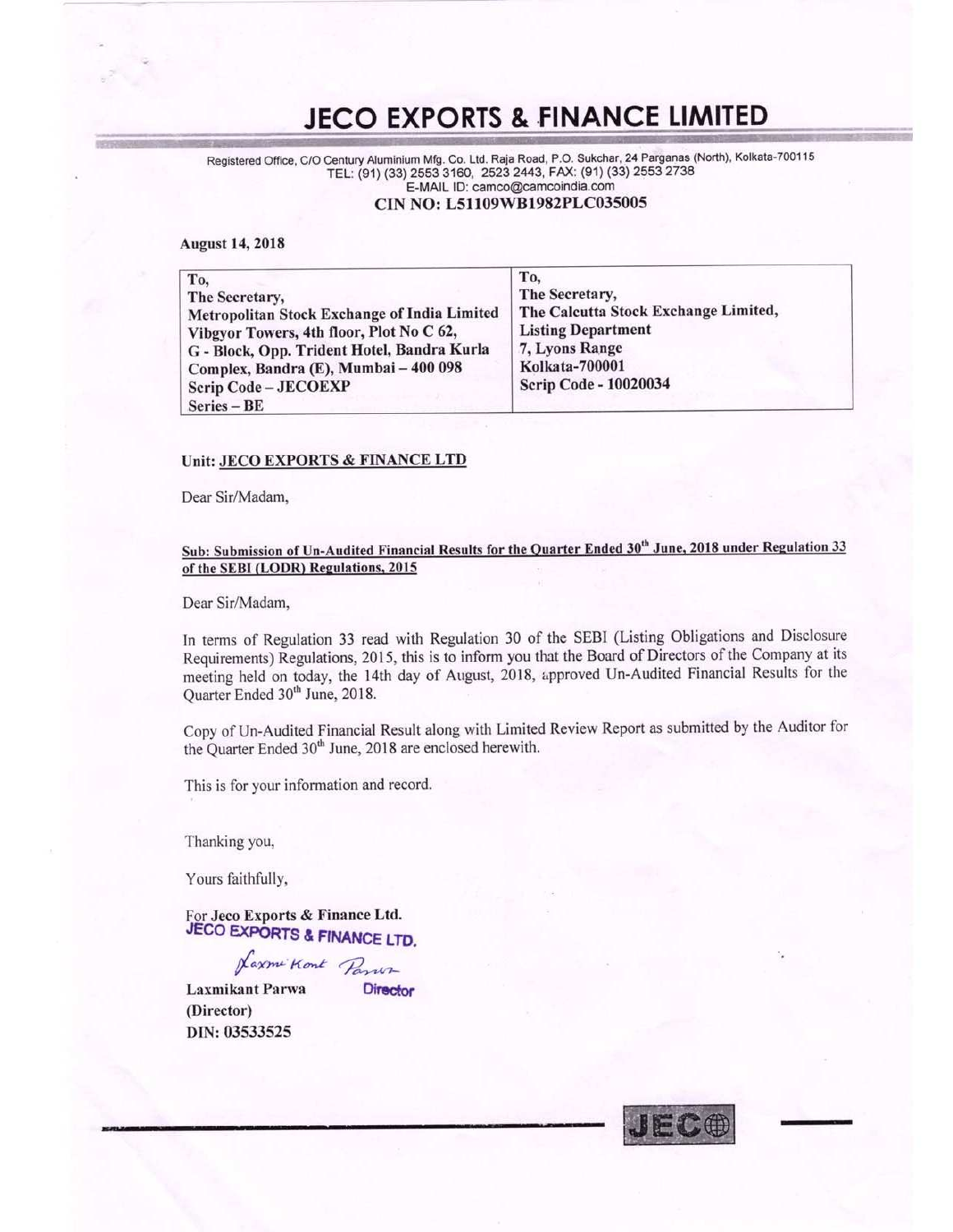# JECO EXPORTS & FINANCE LIMITED

Registered Office, C/O Century Aluminium Mfg. Co. Ltd. Raja Road, P.O. Sukchar, 24 Parganas (North), Kolkata-700115
TEL: (91) (33) 2553 3160, 2523 2443, FAX: (91) (33) 2553 2738
E-MAIL ID: camco@camcoindia.com

**CIN NO: L51109WB1982PLC035005**

**August 14, 2018**

| To,<br>The Secretary,<br>Metropolitan Stock Exchange of India Limited<br>Vibgyor Towers, 4th floor, Plot No C 62,<br>G - Block, Opp. Trident Hotel, Bandra Kurla Complex, Bandra (E), Mumbai – 400 098<br>Scrip Code – JECOEXP<br>Series – BE | To,<br>The Secretary,<br>The Calcutta Stock Exchange Limited,<br>Listing Department<br>7, Lyons Range<br>Kolkata-700001<br>Scrip Code - 10020034 |
|---|---|

**Unit: JECO EXPORTS & FINANCE LTD**

Dear Sir/Madam,

**Sub: Submission of Un-Audited Financial Results for the Quarter Ended 30th June, 2018 under Regulation 33 of the SEBI (LODR) Regulations, 2015**

Dear Sir/Madam,

In terms of Regulation 33 read with Regulation 30 of the SEBI (Listing Obligations and Disclosure Requirements) Regulations, 2015, this is to inform you that the Board of Directors of the Company at its meeting held on today, the 14th day of August, 2018, approved Un-Audited Financial Results for the Quarter Ended 30th June, 2018.

Copy of Un-Audited Financial Result along with Limited Review Report as submitted by the Auditor for the Quarter Ended 30th June, 2018 are enclosed herewith.

This is for your information and record.

Thanking you,

Yours faithfully,

For **Jeco Exports & Finance Ltd.**
JECO EXPORTS & FINANCE LTD.

Laxmi Kant Parwa
Director

**Laxmikant Parwa**
**(Director)**
**DIN: 03533525**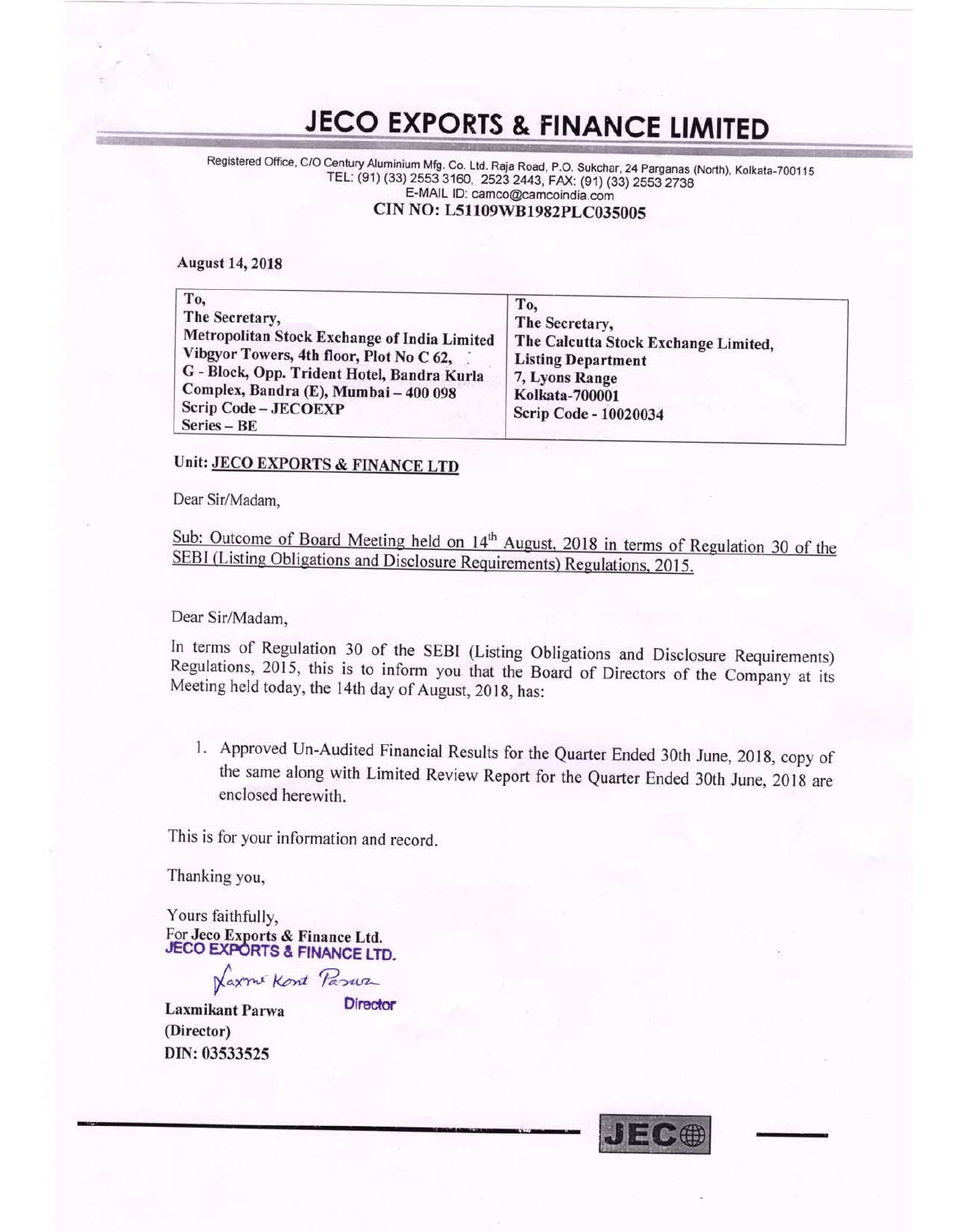# JECO EXPORTS & FINANCE LIMITED

Registered Office, C/O Century Aluminium Mfg. Co. Ltd. Raja Road, P.O. Sukchar, 24 Parganas (North), Kolkata-700115
TEL: (91) (33) 2553 3160, 2523 2443, FAX: (91) (33) 2553 2738
E-MAIL ID: camco@camcoindia.com
**CIN NO: L51109WB1982PLC035005**

**August 14, 2018**

| To,<br>The Secretary,<br>Metropolitan Stock Exchange of India Limited<br>Vibgyor Towers, 4th floor, Plot No C 62,<br>G - Block, Opp. Trident Hotel, Bandra Kurla Complex, Bandra (E), Mumbai – 400 098<br>Scrip Code – JECOEXP<br>Series – BE | To,<br>The Secretary,<br>The Calcutta Stock Exchange Limited,<br>Listing Department<br>7, Lyons Range<br>Kolkata-700001<br>Scrip Code - 10020034 |
|---|---|

**Unit: JECO EXPORTS & FINANCE LTD**

Dear Sir/Madam,

Sub: Outcome of Board Meeting held on 14th August, 2018 in terms of Regulation 30 of the SEBI (Listing Obligations and Disclosure Requirements) Regulations, 2015.

Dear Sir/Madam,

In terms of Regulation 30 of the SEBI (Listing Obligations and Disclosure Requirements) Regulations, 2015, this is to inform you that the Board of Directors of the Company at its Meeting held today, the 14th day of August, 2018, has:

1. Approved Un-Audited Financial Results for the Quarter Ended 30th June, 2018, copy of the same along with Limited Review Report for the Quarter Ended 30th June, 2018 are enclosed herewith.

This is for your information and record.

Thanking you,

Yours faithfully,
For **Jeco Exports & Finance Ltd.**
**JECO EXPORTS & FINANCE LTD.**

Director

**Laxmikant Parwa**
**(Director)**
**DIN: 03533525**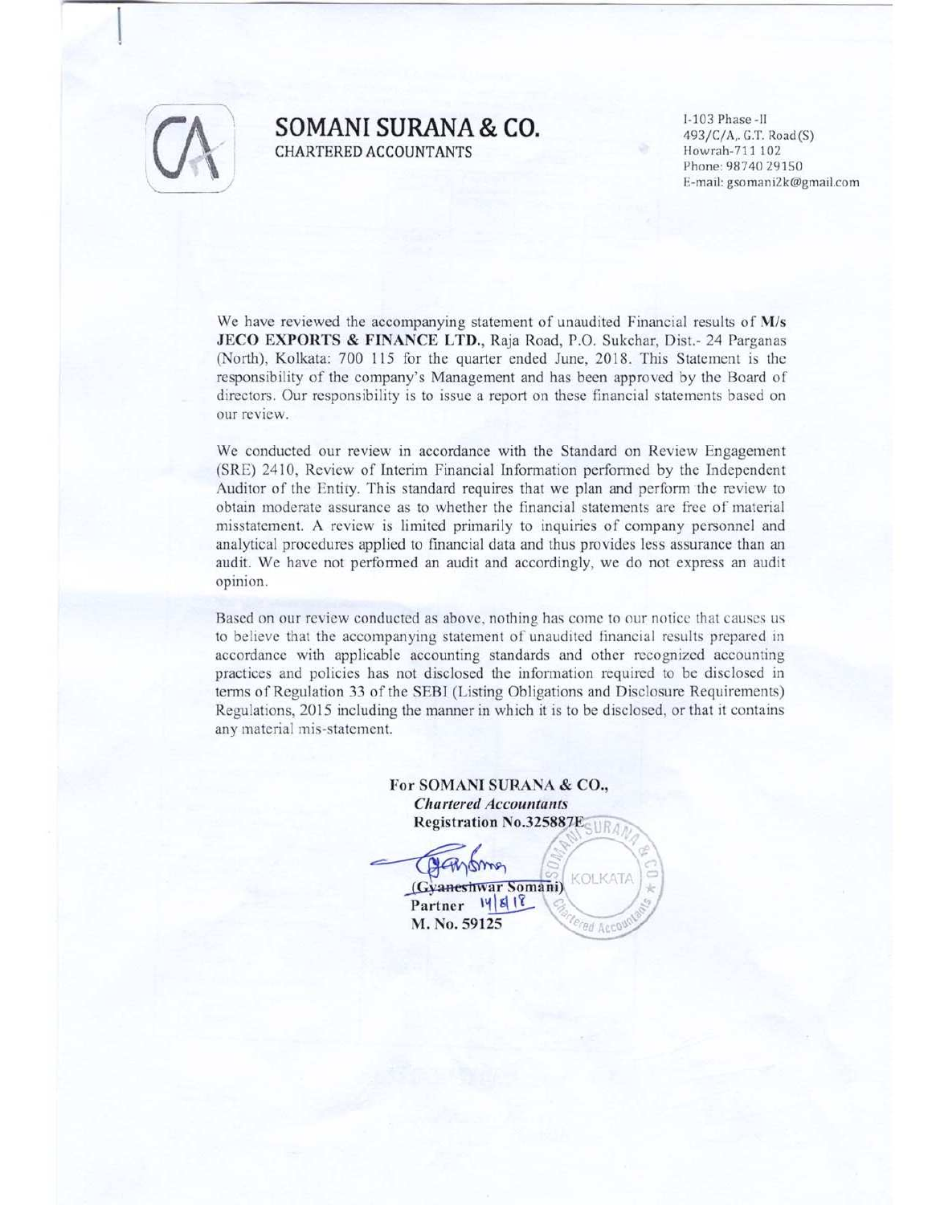# SOMANI SURANA & CO.

CHARTERED ACCOUNTANTS

I-103 Phase -II  
493/C/A,. G.T. Road(S)  
Howrah-711 102  
Phone: 98740 29150  
E-mail: gsomani2k@gmail.com

We have reviewed the accompanying statement of unaudited Financial results of **M/s JECO EXPORTS & FINANCE LTD.**, Raja Road, P.O. Sukchar, Dist.- 24 Parganas (North), Kolkata: 700 115 for the quarter ended June, 2018. This Statement is the responsibility of the company's Management and has been approved by the Board of directors. Our responsibility is to issue a report on these financial statements based on our review.

We conducted our review in accordance with the Standard on Review Engagement (SRE) 2410, Review of Interim Financial Information performed by the Independent Auditor of the Entity. This standard requires that we plan and perform the review to obtain moderate assurance as to whether the financial statements are free of material misstatement. A review is limited primarily to inquiries of company personnel and analytical procedures applied to financial data and thus provides less assurance than an audit. We have not performed an audit and accordingly, we do not express an audit opinion.

Based on our review conducted as above, nothing has come to our notice that causes us to believe that the accompanying statement of unaudited financial results prepared in accordance with applicable accounting standards and other recognized accounting practices and policies has not disclosed the information required to be disclosed in terms of Regulation 33 of the SEBI (Listing Obligations and Disclosure Requirements) Regulations, 2015 including the manner in which it is to be disclosed, or that it contains any material mis-statement.

**For SOMANI SURANA & CO.,**  
***Chartered Accountants***  
**Registration No.325887E**

**(Gyaneshwar Somani)**  
**Partner** 14/8/18  
**M. No. 59125**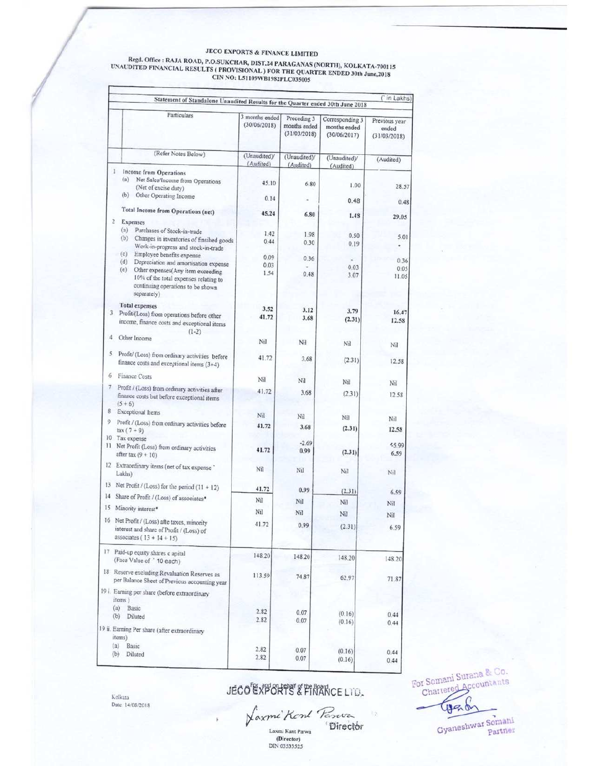**JECO EXPORTS & FINANCE LIMITED**

Regd. Office : RAJA ROAD, P.O.SUKCHAR, DIST.24 PARAGANAS (NORTH), KOLKATA-700115

UNAUDITED FINANCIAL RESULTS ( PROVISIONAL ) FOR THE QUARTER ENDED 30th June,2018

CIN NO: L51109WB1982PLC035005

Statement of Standalone Unaudited Results for the Quarter ended 30th June 2018 (` in Lakhs)

| | Particulars | 3 months ended (30/06/2018) | Preceding 3 months ended (31/03/2018) | Corresponding 3 months ended (30/06/2017) | Previous year ended (31/03/2018) |
|---|---|---|---|---|---|
| | (Refer Notes Below) | (Unaudited)/ (Audited) | (Unaudited)/ (Audited) | (Unaudited)/ (Audited) | (Audited) |
| 1 | Income from Operations | | | | |
| | (a) Net Sales/Income from Operations (Net of excise duty) | 45.10 | 6.80 | 1.00 | 28.57 |
| | (b) Other Operating Income | 0.14 | - | 0.48 | 0.48 |
| | Total Income from Operations (net) | 45.24 | 6.80 | 1.48 | 29.05 |
| 2 | Expenses | | | | |
| | (a) Purchases of Stock-in-trade | 1.42 | 1.98 | 0.50 | 5.01 |
| | (b) Changes in inventories of finished goods Work-in-progress and stock-in-trade | 0.44 | 0.30 | 0.19 | - |
| | (c) Employee benefits expense | 0.09 | 0.36 | - | 0.36 |
| | (d) Depreciation and amortisation expense | 0.03 | - | 0.03 | 0.05 |
| | (e) Other expenses(Any item exceeding 10% of the total expenses relating to continuing operations to be shown separately) | 1.54 | 0.48 | 3.07 | 11.05 |
| | Total expenses | 3.52 | 3.12 | 3.79 | 16.47 |
| 3 | Profit/(Loss) from operations before other income, finance costs and exceptional items (1-2) | 41.72 | 3.68 | (2.31) | 12.58 |
| 4 | Other Income | Nil | Nil | Nil | Nil |
| 5 | Profit/ (Loss) from ordinary activities before finance costs and exceptional items (3+4) | 41.72 | 3.68 | (2.31) | 12.58 |
| 6 | Finance Costs | Nil | Nil | Nil | Nil |
| 7 | Profit / (Loss) from ordinary activities after finance costs but before exceptional items (5 + 6) | 41.72 | 3.68 | (2.31) | 12.58 |
| 8 | Exceptional Items | Nil | Nil | Nil | Nil |
| 9 | Profit / (Loss) from ordinary activities before tax ( 7 + 9) | 41.72 | 3.68 | (2.31) | 12.58 |
| 10 | Tax expense | | -2.69 | | -5.99 |
| 11 | Net Profit (Loss) from ordinary activities after tax (9 + 10) | 41.72 | 0.99 | (2.31) | 6.59 |
| 12 | Extraordinary items (net of tax expense ` Lakhs) | Nil | Nil | Nil | Nil |
| 13 | Net Profit / (Loss) for the period (11 + 12) | 41.72 | 0.99 | (2.31) | 6.59 |
| 14 | Share of Profit / (Loss) of associates* | Nil | Nil | Nil | Nil |
| 15 | Minority interest* | Nil | Nil | Nil | Nil |
| 16 | Net Profit / (Loss) afte taxes, minority interest and share of Profit / (Loss) of associates ( 13 + 14 + 15) | 41.72 | 0.99 | (2.31) | 6.59 |
| 17 | Paid-up equity shares c apital (Face Value of ` 10 each) | 148.20 | 148.20 | 148.20 | 148.20 |
| 18 | Reserve excluding Revaluation Reserves as per Balance Sheet of Previous accounting year | 113.59 | 74.87 | 62.97 | 71.87 |
| 19 i. | Earning per share (before extraordinary items ) | | | | |
| | (a) Basic | 2.82 | 0.07 | (0.16) | 0.44 |
| | (b) Diluted | 2.82 | 0.07 | (0.16) | 0.44 |
| 19 ii. | Earning Per share (after extraordinary items) | | | | |
| | (a) Basic | 2.82 | 0.07 | (0.16) | 0.44 |
| | (b) Diluted | 2.82 | 0.07 | (0.16) | 0.44 |

Kolkata

Date: 14/08/2018

For and on behalf of the Board

JECO EXPORTS & FINANCE LTD.

Director

Laxmi Kant Parwa

(Director)

DIN 03533525

For Somani Surana & Co.

Chartered Accountants

Gyaneshwar Somani

Partner